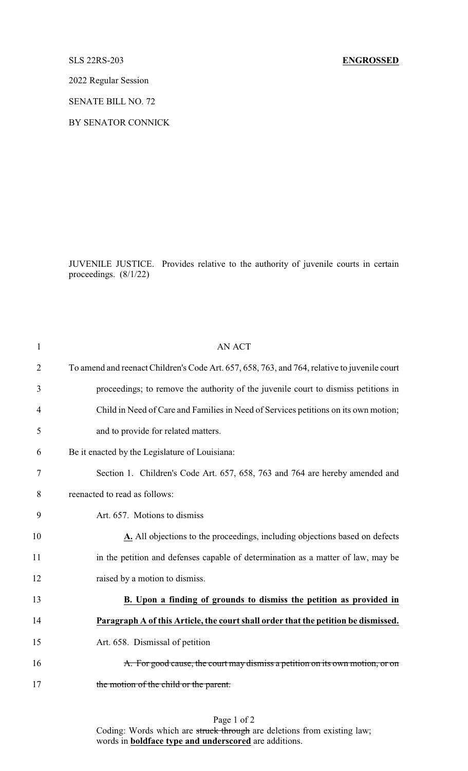SLS 22RS-203 **ENGROSSED**

2022 Regular Session

SENATE BILL NO. 72

BY SENATOR CONNICK

JUVENILE JUSTICE. Provides relative to the authority of juvenile courts in certain proceedings. (8/1/22)

AN ACT

To amend and reenact Children's Code Art. 657, 658, 763, and 764, relative to juvenile court proceedings; to remove the authority of the juvenile court to dismiss petitions in Child in Need of Care and Families in Need of Services petitions on its own motion; and to provide for related matters.

Be it enacted by the Legislature of Louisiana:

Section 1. Children's Code Art. 657, 658, 763 and 764 are hereby amended and reenacted to read as follows:

Art. 657. Motions to dismiss

**A.** All objections to the proceedings, including objections based on defects in the petition and defenses capable of determination as a matter of law, may be raised by a motion to dismiss.

**B. Upon a finding of grounds to dismiss the petition as provided in Paragraph A of this Article, the court shall order that the petition be dismissed.**

Art. 658. Dismissal of petition

~~A. For good cause, the court may dismiss a petition on its own motion, or on the motion of the child or the parent.~~

Coding: Words which are ~~struck through~~ are deletions from existing law; words in **boldface type and underscored** are additions.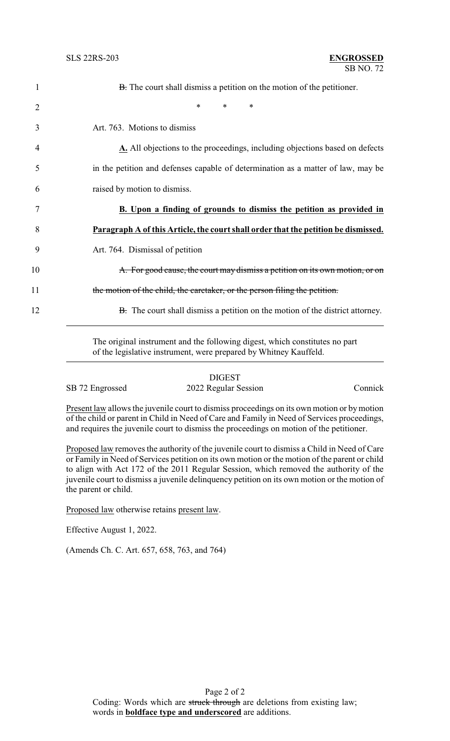SLS 22RS-203 **ENGROSSED**
SB NO. 72

1 ~~B.~~ The court shall dismiss a petition on the motion of the petitioner.

2 \* \* \*

3 Art. 763. Motions to dismiss

4 **A.** All objections to the proceedings, including objections based on defects

5 in the petition and defenses capable of determination as a matter of law, may be

6 raised by motion to dismiss.

7 **B. Upon a finding of grounds to dismiss the petition as provided in**

8 **Paragraph A of this Article, the court shall order that the petition be dismissed.**

9 Art. 764. Dismissal of petition

10 ~~A. For good cause, the court may dismiss a petition on its own motion, or on~~

11 ~~the motion of the child, the caretaker, or the person filing the petition.~~

12 ~~B.~~ The court shall dismiss a petition on the motion of the district attorney.

---

The original instrument and the following digest, which constitutes no part of the legislative instrument, were prepared by Whitney Kauffeld.

---

DIGEST

SB 72 Engrossed | 2022 Regular Session | Connick

Present law allows the juvenile court to dismiss proceedings on its own motion or by motion of the child or parent in Child in Need of Care and Family in Need of Services proceedings, and requires the juvenile court to dismiss the proceedings on motion of the petitioner.

Proposed law removes the authority of the juvenile court to dismiss a Child in Need of Care or Family in Need of Services petition on its own motion or the motion of the parent or child to align with Act 172 of the 2011 Regular Session, which removed the authority of the juvenile court to dismiss a juvenile delinquency petition on its own motion or the motion of the parent or child.

Proposed law otherwise retains present law.

Effective August 1, 2022.

(Amends Ch. C. Art. 657, 658, 763, and 764)

Coding: Words which are ~~struck through~~ are deletions from existing law; words in **boldface type and underscored** are additions.